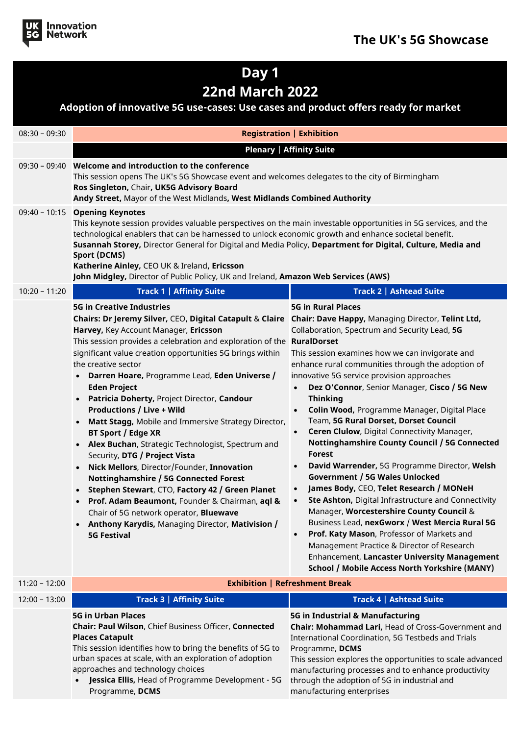UK 5G Innovation Network

# The UK's 5G Showcase

# Day 1
## 22nd March 2022
### Adoption of innovative 5G use-cases: Use cases and product offers ready for market

**08:30 – 09:30** — **Registration | Exhibition**

**Plenary | Affinity Suite**

**09:30 – 09:40** — **Welcome and introduction to the conference**

This session opens The UK's 5G Showcase event and welcomes delegates to the city of Birmingham

**Ros Singleton,** Chair**, UK5G Advisory Board**
**Andy Street,** Mayor of the West Midlands**, West Midlands Combined Authority**

**09:40 – 10:15** — **Opening Keynotes**

This keynote session provides valuable perspectives on the main investable opportunities in 5G services, and the technological enablers that can be harnessed to unlock economic growth and enhance societal benefit.

**Susannah Storey,** Director General for Digital and Media Policy, **Department for Digital, Culture, Media and Sport (DCMS)**
**Katherine Ainley,** CEO UK & Ireland**, Ericsson**
**John Midgley,** Director of Public Policy, UK and Ireland, **Amazon Web Services (AWS)**

**10:20 – 11:20**

**Track 1 | Affinity Suite**

**5G in Creative Industries**

**Chairs: Dr Jeremy Silver,** CEO, **Digital Catapult** & **Claire Harvey,** Key Account Manager, **Ericsson**

This session provides a celebration and exploration of the significant value creation opportunities 5G brings within the creative sector

- **Darren Hoare,** Programme Lead, **Eden Universe / Eden Project**
- **Patricia Doherty,** Project Director, **Candour Productions / Live + Wild**
- **Matt Stagg,** Mobile and Immersive Strategy Director, **BT Sport / Edge XR**
- **Alex Buchan**, Strategic Technologist, Spectrum and Security, **DTG / Project Vista**
- **Nick Mellors**, Director/Founder, **Innovation Nottinghamshire / 5G Connected Forest**
- **Stephen Stewart**, CTO, **Factory 42 / Green Planet**
- **Prof. Adam Beaumont,** Founder & Chairman, **aql &** Chair of 5G network operator, **Bluewave**
- **Anthony Karydis,** Managing Director, **Mativision / 5G Festival**

**Track 2 | Ashtead Suite**

**5G in Rural Places**

**Chair: Dave Happy,** Managing Director, **Telint Ltd,** Collaboration, Spectrum and Security Lead, **5G RuralDorset**

This session examines how we can invigorate and enhance rural communities through the adoption of innovative 5G service provision approaches

- **Dez O'Connor**, Senior Manager, **Cisco / 5G New Thinking**
- **Colin Wood,** Programme Manager, Digital Place Team, **5G Rural Dorset, Dorset Council**
- **Ceren Clulow**, Digital Connectivity Manager, **Nottinghamshire County Council / 5G Connected Forest**
- **David Warrender,** 5G Programme Director, **Welsh Government / 5G Wales Unlocked**
- **James Body,** CEO, **Telet Research / MONeH**
- **Ste Ashton,** Digital Infrastructure and Connectivity Manager, **Worcestershire County Council** & Business Lead, **nexGworx** / **West Mercia Rural 5G**
- **Prof. Katy Mason**, Professor of Markets and Management Practice & Director of Research Enhancement, **Lancaster University Management School / Mobile Access North Yorkshire (MANY)**

**11:20 – 12:00** — **Exhibition | Refreshment Break**

**12:00 – 13:00**

**Track 3 | Affinity Suite**

**5G in Urban Places**

**Chair: Paul Wilson**, Chief Business Officer, **Connected Places Catapult**

This session identifies how to bring the benefits of 5G to urban spaces at scale, with an exploration of adoption approaches and technology choices

- **Jessica Ellis,** Head of Programme Development - 5G Programme, **DCMS**

**Track 4 | Ashtead Suite**

**5G in Industrial & Manufacturing**

**Chair: Mohammad Lari,** Head of Cross-Government and International Coordination, 5G Testbeds and Trials Programme, **DCMS**

This session explores the opportunities to scale advanced manufacturing processes and to enhance productivity through the adoption of 5G in industrial and manufacturing enterprises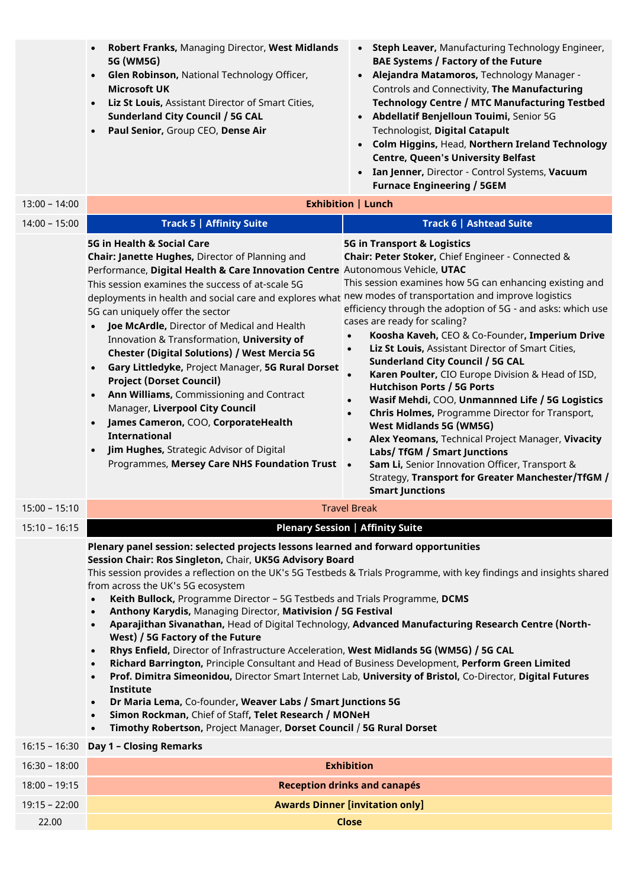- **Robert Franks,** Managing Director, **West Midlands 5G (WM5G)**
- **Glen Robinson,** National Technology Officer, **Microsoft UK**
- **Liz St Louis,** Assistant Director of Smart Cities, **Sunderland City Council / 5G CAL**
- **Paul Senior,** Group CEO, **Dense Air**
- **Steph Leaver,** Manufacturing Technology Engineer, **BAE Systems / Factory of the Future**
- **Alejandra Matamoros,** Technology Manager - Controls and Connectivity, **The Manufacturing Technology Centre / MTC Manufacturing Testbed**
- **Abdellatif Benjelloun Touimi,** Senior 5G Technologist, **Digital Catapult**
- **Colm Higgins,** Head, **Northern Ireland Technology Centre, Queen's University Belfast**
- **Ian Jenner,** Director - Control Systems, **Vacuum Furnace Engineering / 5GEM**

**13:00 – 14:00 | Exhibition | Lunch**

**14:00 – 15:00**

## Track 5 | Affinity Suite

**5G in Health & Social Care**

**Chair: Janette Hughes,** Director of Planning and Performance, **Digital Health & Care Innovation Centre**

This session examines the success of at-scale 5G deployments in health and social care and explores what 5G can uniquely offer the sector

- **Joe McArdle,** Director of Medical and Health Innovation & Transformation, **University of Chester (Digital Solutions) / West Mercia 5G**
- **Gary Littledyke,** Project Manager, **5G Rural Dorset Project (Dorset Council)**
- **Ann Williams,** Commissioning and Contract Manager, **Liverpool City Council**
- **James Cameron,** COO, **CorporateHealth International**
- **Jim Hughes,** Strategic Advisor of Digital Programmes, **Mersey Care NHS Foundation Trust**

## Track 6 | Ashtead Suite

**5G in Transport & Logistics**

**Chair: Peter Stoker,** Chief Engineer - Connected & Autonomous Vehicle, **UTAC**

This session examines how 5G can enhancing existing and new modes of transportation and improve logistics efficiency through the adoption of 5G - and asks: which use cases are ready for scaling?

- **Koosha Kaveh,** CEO & Co-Founder, **Imperium Drive**
- **Liz St Louis,** Assistant Director of Smart Cities, **Sunderland City Council / 5G CAL**
- **Karen Poulter,** CIO Europe Division & Head of ISD, **Hutchison Ports / 5G Ports**
- **Wasif Mehdi,** COO, **Unmannned Life / 5G Logistics**
- **Chris Holmes,** Programme Director for Transport, **West Midlands 5G (WM5G)**
- **Alex Yeomans,** Technical Project Manager, **Vivacity Labs/ TfGM / Smart Junctions**
- **Sam Li,** Senior Innovation Officer, Transport & Strategy, **Transport for Greater Manchester/TfGM / Smart Junctions**

**15:00 – 15:10 | Travel Break**

**15:10 – 16:15**

## Plenary Session | Affinity Suite

**Plenary panel session: selected projects lessons learned and forward opportunities**

**Session Chair: Ros Singleton,** Chair, **UK5G Advisory Board**

This session provides a reflection on the UK's 5G Testbeds & Trials Programme, with key findings and insights shared from across the UK's 5G ecosystem

- **Keith Bullock,** Programme Director – 5G Testbeds and Trials Programme, **DCMS**
- **Anthony Karydis,** Managing Director, **Mativision / 5G Festival**
- **Aparajithan Sivanathan,** Head of Digital Technology, **Advanced Manufacturing Research Centre (North-West) / 5G Factory of the Future**
- **Rhys Enfield,** Director of Infrastructure Acceleration, **West Midlands 5G (WM5G) / 5G CAL**
- **Richard Barrington,** Principle Consultant and Head of Business Development, **Perform Green Limited**
- **Prof. Dimitra Simeonidou,** Director Smart Internet Lab, **University of Bristol,** Co-Director, **Digital Futures Institute**
- **Dr Maria Lema,** Co-founder**, Weaver Labs / Smart Junctions 5G**
- **Simon Rockman,** Chief of Staff**, Telet Research / MONeH**
- **Timothy Robertson,** Project Manager, **Dorset Council** / **5G Rural Dorset**

| Time | Event |
|---|---|
| 16:15 – 16:30 | **Day 1 – Closing Remarks** |
| 16:30 – 18:00 | **Exhibition** |
| 18:00 – 19:15 | **Reception drinks and canapés** |
| 19:15 – 22:00 | **Awards Dinner [invitation only]** |
| 22.00 | **Close** |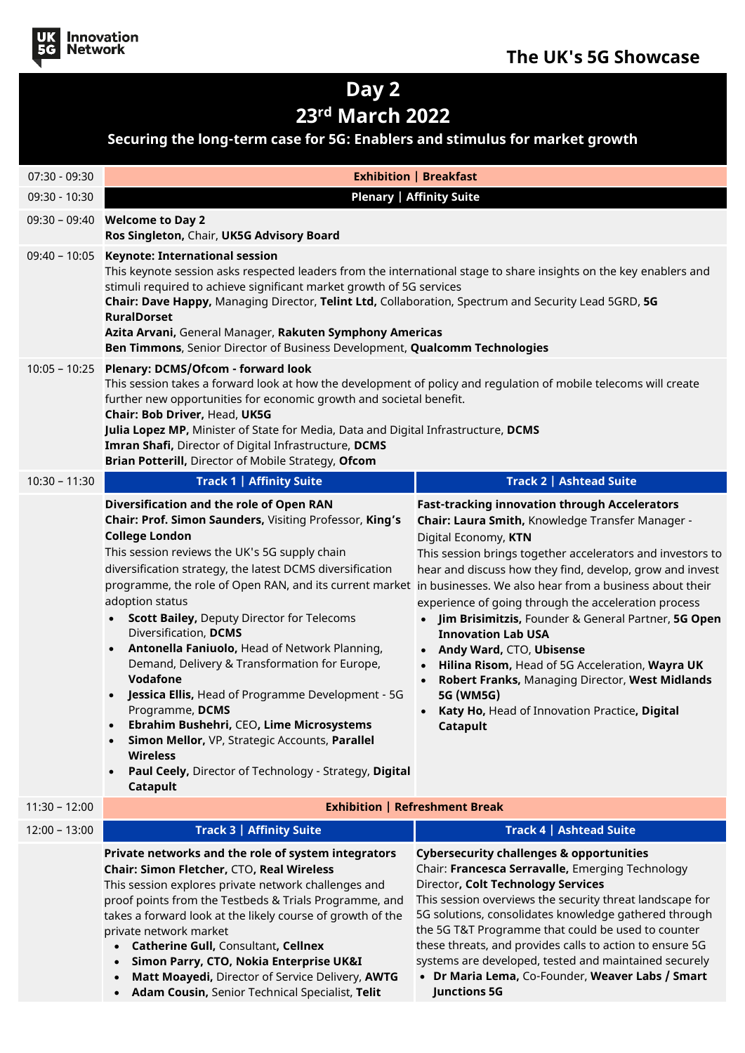**UK 5G Innovation Network**

## The UK's 5G Showcase

# Day 2

## 23rd March 2022

### Securing the long-term case for 5G: Enablers and stimulus for market growth

| Time | Session |
|---|---|
| 07:30 - 09:30 | **Exhibition \| Breakfast** |
| 09:30 - 10:30 | **Plenary \| Affinity Suite** |
| 09:30 – 09:40 | **Welcome to Day 2**<br>**Ros Singleton,** Chair, **UK5G Advisory Board** |
| 09:40 – 10:05 | **Keynote: International session**<br>This keynote session asks respected leaders from the international stage to share insights on the key enablers and stimuli required to achieve significant market growth of 5G services<br>**Chair: Dave Happy,** Managing Director, **Telint Ltd,** Collaboration, Spectrum and Security Lead 5GRD, **5G RuralDorset**<br>**Azita Arvani,** General Manager, **Rakuten Symphony Americas**<br>**Ben Timmons**, Senior Director of Business Development, **Qualcomm Technologies** |
| 10:05 – 10:25 | **Plenary: DCMS/Ofcom - forward look**<br>This session takes a forward look at how the development of policy and regulation of mobile telecoms will create further new opportunities for economic growth and societal benefit.<br>**Chair: Bob Driver,** Head, **UK5G**<br>**Julia Lopez MP,** Minister of State for Media, Data and Digital Infrastructure, **DCMS**<br>**Imran Shafi,** Director of Digital Infrastructure, **DCMS**<br>**Brian Potterill,** Director of Mobile Strategy, **Ofcom** |

#### 10:30 – 11:30

**Track 1 | Affinity Suite**

**Diversification and the role of Open RAN**
**Chair: Prof. Simon Saunders,** Visiting Professor, **King's College London**

This session reviews the UK's 5G supply chain diversification strategy, the latest DCMS diversification programme, the role of Open RAN, and its current market adoption status

- **Scott Bailey,** Deputy Director for Telecoms Diversification, **DCMS**
- **Antonella Faniuolo,** Head of Network Planning, Demand, Delivery & Transformation for Europe, **Vodafone**
- **Jessica Ellis,** Head of Programme Development - 5G Programme, **DCMS**
- **Ebrahim Bushehri,** CEO, **Lime Microsystems**
- **Simon Mellor,** VP, Strategic Accounts, **Parallel Wireless**
- **Paul Ceely,** Director of Technology - Strategy, **Digital Catapult**

**Track 2 | Ashtead Suite**

**Fast-tracking innovation through Accelerators**
**Chair: Laura Smith,** Knowledge Transfer Manager - Digital Economy, **KTN**

This session brings together accelerators and investors to hear and discuss how they find, develop, grow and invest in businesses. We also hear from a business about their experience of going through the acceleration process

- **Jim Brisimitzis,** Founder & General Partner, **5G Open Innovation Lab USA**
- **Andy Ward,** CTO, **Ubisense**
- **Hilina Risom,** Head of 5G Acceleration, **Wayra UK**
- **Robert Franks,** Managing Director, **West Midlands 5G (WM5G)**
- **Katy Ho,** Head of Innovation Practice**, Digital Catapult**

#### 11:30 – 12:00

**Exhibition | Refreshment Break**

#### 12:00 – 13:00

**Track 3 | Affinity Suite**

**Private networks and the role of system integrators**
**Chair: Simon Fletcher,** CTO, **Real Wireless**

This session explores private network challenges and proof points from the Testbeds & Trials Programme, and takes a forward look at the likely course of growth of the private network market

- **Catherine Gull,** Consultant**, Cellnex**
- **Simon Parry, CTO, Nokia Enterprise UK&I**
- **Matt Moayedi,** Director of Service Delivery, **AWTG**
- **Adam Cousin,** Senior Technical Specialist, **Telit**

**Track 4 | Ashtead Suite**

**Cybersecurity challenges & opportunities**
Chair: **Francesca Serravalle,** Emerging Technology Director**, Colt Technology Services**

This session overviews the security threat landscape for 5G solutions, consolidates knowledge gathered through the 5G T&T Programme that could be used to counter these threats, and provides calls to action to ensure 5G systems are developed, tested and maintained securely

- **Dr Maria Lema,** Co-Founder, **Weaver Labs / Smart Junctions 5G**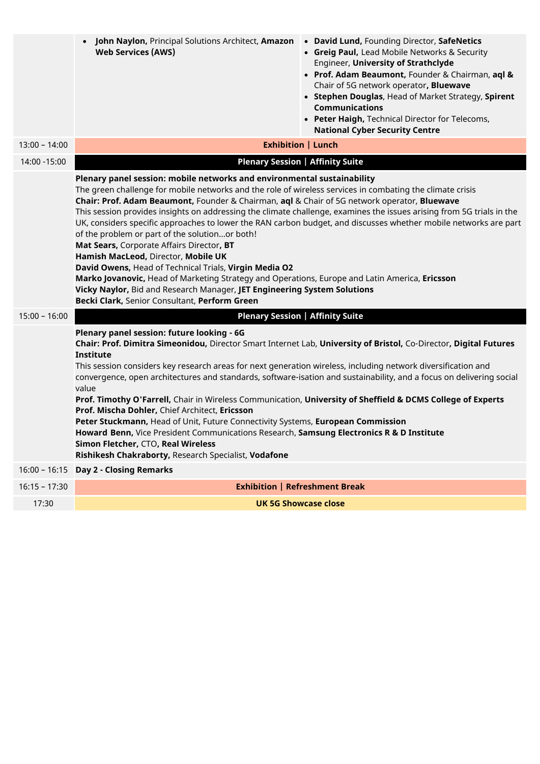| | | |
|---|---|---|
| | • **John Naylon,** Principal Solutions Architect, **Amazon Web Services (AWS)** | • **David Lund,** Founding Director, **SafeNetics**<br>• **Greig Paul,** Lead Mobile Networks & Security Engineer, **University of Strathclyde**<br>• **Prof. Adam Beaumont,** Founder & Chairman, **aql &** Chair of 5G network operator**, Bluewave**<br>• **Stephen Douglas**, Head of Market Strategy, **Spirent Communications**<br>• **Peter Haigh,** Technical Director for Telecoms, **National Cyber Security Centre** |
| 13:00 – 14:00 | **Exhibition \| Lunch** | |
| 14:00 -15:00 | **Plenary Session \| Affinity Suite** | |

**Plenary panel session: mobile networks and environmental sustainability**

The green challenge for mobile networks and the role of wireless services in combating the climate crisis

**Chair: Prof. Adam Beaumont,** Founder & Chairman, **aql** & Chair of 5G network operator, **Bluewave**

This session provides insights on addressing the climate challenge, examines the issues arising from 5G trials in the UK, considers specific approaches to lower the RAN carbon budget, and discusses whether mobile networks are part of the problem or part of the solution…or both!

**Mat Sears,** Corporate Affairs Director**, BT**
**Hamish MacLeod,** Director, **Mobile UK**
**David Owens,** Head of Technical Trials, **Virgin Media O2**
**Marko Jovanovic,** Head of Marketing Strategy and Operations, Europe and Latin America, **Ericsson**
**Vicky Naylor,** Bid and Research Manager, **JET Engineering System Solutions**
**Becki Clark,** Senior Consultant, **Perform Green**

**15:00 – 16:00 — Plenary Session | Affinity Suite**

**Plenary panel session: future looking - 6G**

**Chair: Prof. Dimitra Simeonidou,** Director Smart Internet Lab, **University of Bristol,** Co-Director**, Digital Futures Institute**

This session considers key research areas for next generation wireless, including network diversification and convergence, open architectures and standards, software-isation and sustainability, and a focus on delivering social value

**Prof. Timothy O'Farrell,** Chair in Wireless Communication, **University of Sheffield & DCMS College of Experts**
**Prof. Mischa Dohler,** Chief Architect, **Ericsson**
**Peter Stuckmann,** Head of Unit, Future Connectivity Systems, **European Commission**
**Howard Benn,** Vice President Communications Research, **Samsung Electronics R & D Institute**
**Simon Fletcher,** CTO**, Real Wireless**
**Rishikesh Chakraborty,** Research Specialist, **Vodafone**

| | |
|---|---|
| 16:00 – 16:15 | **Day 2 - Closing Remarks** |
| 16:15 – 17:30 | **Exhibition \| Refreshment Break** |
| 17:30 | **UK 5G Showcase close** |